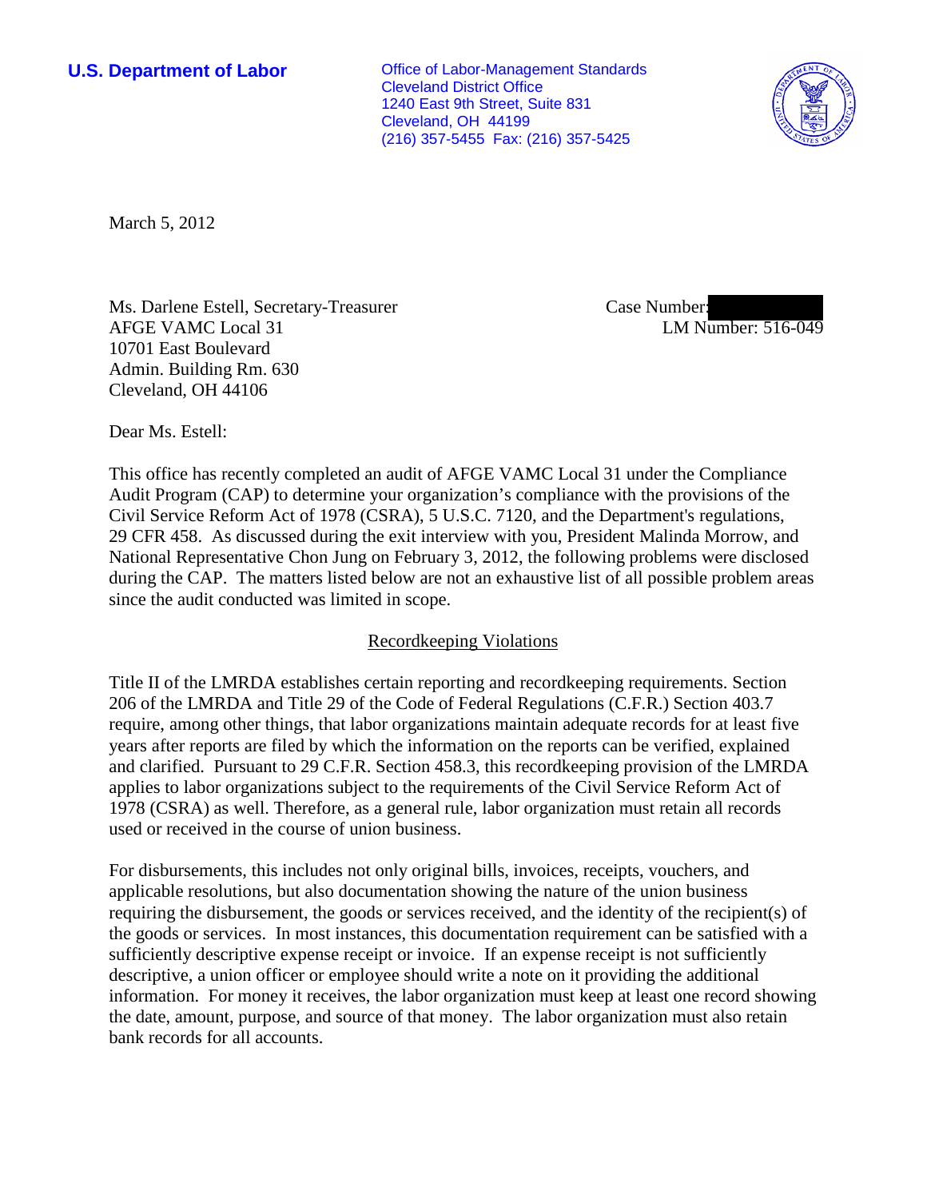**U.S. Department of Labor**

Office of Labor-Management Standards
Cleveland District Office
1240 East 9th Street, Suite 831
Cleveland, OH 44199
(216) 357-5455 Fax: (216) 357-5425

March 5, 2012

Ms. Darlene Estell, Secretary-Treasurer
AFGE VAMC Local 31
10701 East Boulevard
Admin. Building Rm. 630
Cleveland, OH 44106

Case Number: 
LM Number: 516-049

Dear Ms. Estell:

This office has recently completed an audit of AFGE VAMC Local 31 under the Compliance Audit Program (CAP) to determine your organization's compliance with the provisions of the Civil Service Reform Act of 1978 (CSRA), 5 U.S.C. 7120, and the Department's regulations, 29 CFR 458. As discussed during the exit interview with you, President Malinda Morrow, and National Representative Chon Jung on February 3, 2012, the following problems were disclosed during the CAP. The matters listed below are not an exhaustive list of all possible problem areas since the audit conducted was limited in scope.

## Recordkeeping Violations

Title II of the LMRDA establishes certain reporting and recordkeeping requirements. Section 206 of the LMRDA and Title 29 of the Code of Federal Regulations (C.F.R.) Section 403.7 require, among other things, that labor organizations maintain adequate records for at least five years after reports are filed by which the information on the reports can be verified, explained and clarified. Pursuant to 29 C.F.R. Section 458.3, this recordkeeping provision of the LMRDA applies to labor organizations subject to the requirements of the Civil Service Reform Act of 1978 (CSRA) as well. Therefore, as a general rule, labor organization must retain all records used or received in the course of union business.

For disbursements, this includes not only original bills, invoices, receipts, vouchers, and applicable resolutions, but also documentation showing the nature of the union business requiring the disbursement, the goods or services received, and the identity of the recipient(s) of the goods or services. In most instances, this documentation requirement can be satisfied with a sufficiently descriptive expense receipt or invoice. If an expense receipt is not sufficiently descriptive, a union officer or employee should write a note on it providing the additional information. For money it receives, the labor organization must keep at least one record showing the date, amount, purpose, and source of that money. The labor organization must also retain bank records for all accounts.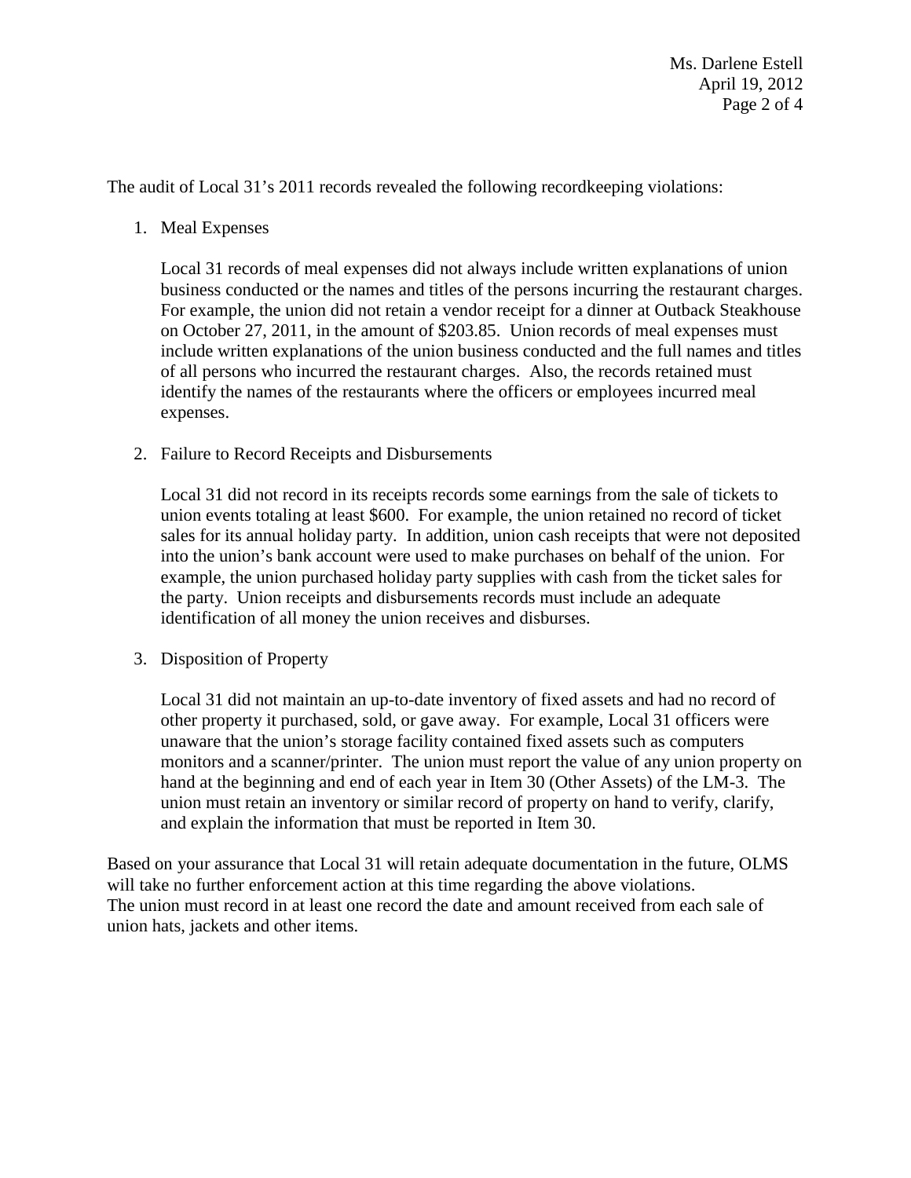The audit of Local 31's 2011 records revealed the following recordkeeping violations:

1. Meal Expenses

   Local 31 records of meal expenses did not always include written explanations of union business conducted or the names and titles of the persons incurring the restaurant charges. For example, the union did not retain a vendor receipt for a dinner at Outback Steakhouse on October 27, 2011, in the amount of $203.85. Union records of meal expenses must include written explanations of the union business conducted and the full names and titles of all persons who incurred the restaurant charges. Also, the records retained must identify the names of the restaurants where the officers or employees incurred meal expenses.

2. Failure to Record Receipts and Disbursements

   Local 31 did not record in its receipts records some earnings from the sale of tickets to union events totaling at least $600. For example, the union retained no record of ticket sales for its annual holiday party. In addition, union cash receipts that were not deposited into the union's bank account were used to make purchases on behalf of the union. For example, the union purchased holiday party supplies with cash from the ticket sales for the party. Union receipts and disbursements records must include an adequate identification of all money the union receives and disburses.

3. Disposition of Property

   Local 31 did not maintain an up-to-date inventory of fixed assets and had no record of other property it purchased, sold, or gave away. For example, Local 31 officers were unaware that the union's storage facility contained fixed assets such as computers monitors and a scanner/printer. The union must report the value of any union property on hand at the beginning and end of each year in Item 30 (Other Assets) of the LM-3. The union must retain an inventory or similar record of property on hand to verify, clarify, and explain the information that must be reported in Item 30.

Based on your assurance that Local 31 will retain adequate documentation in the future, OLMS will take no further enforcement action at this time regarding the above violations.
The union must record in at least one record the date and amount received from each sale of union hats, jackets and other items.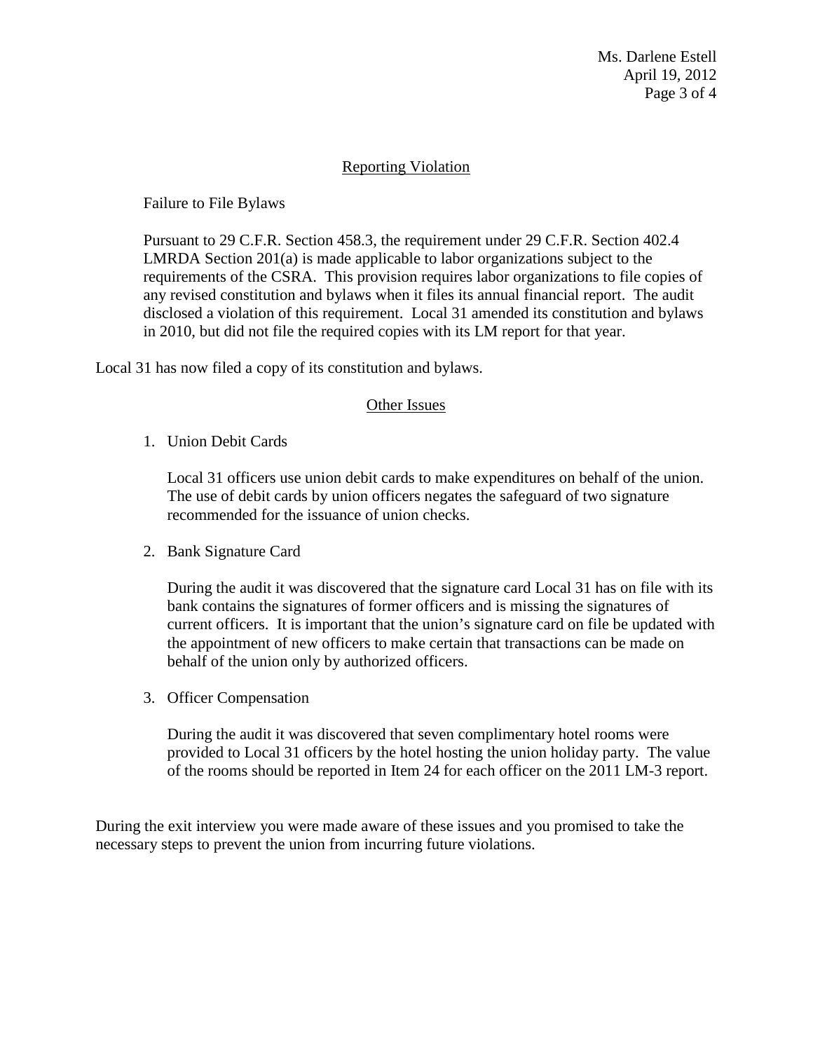## Reporting Violation

Failure to File Bylaws

Pursuant to 29 C.F.R. Section 458.3, the requirement under 29 C.F.R. Section 402.4 LMRDA Section 201(a) is made applicable to labor organizations subject to the requirements of the CSRA. This provision requires labor organizations to file copies of any revised constitution and bylaws when it files its annual financial report. The audit disclosed a violation of this requirement. Local 31 amended its constitution and bylaws in 2010, but did not file the required copies with its LM report for that year.

Local 31 has now filed a copy of its constitution and bylaws.

## Other Issues

1. Union Debit Cards

   Local 31 officers use union debit cards to make expenditures on behalf of the union. The use of debit cards by union officers negates the safeguard of two signature recommended for the issuance of union checks.

2. Bank Signature Card

   During the audit it was discovered that the signature card Local 31 has on file with its bank contains the signatures of former officers and is missing the signatures of current officers. It is important that the union's signature card on file be updated with the appointment of new officers to make certain that transactions can be made on behalf of the union only by authorized officers.

3. Officer Compensation

   During the audit it was discovered that seven complimentary hotel rooms were provided to Local 31 officers by the hotel hosting the union holiday party. The value of the rooms should be reported in Item 24 for each officer on the 2011 LM-3 report.

During the exit interview you were made aware of these issues and you promised to take the necessary steps to prevent the union from incurring future violations.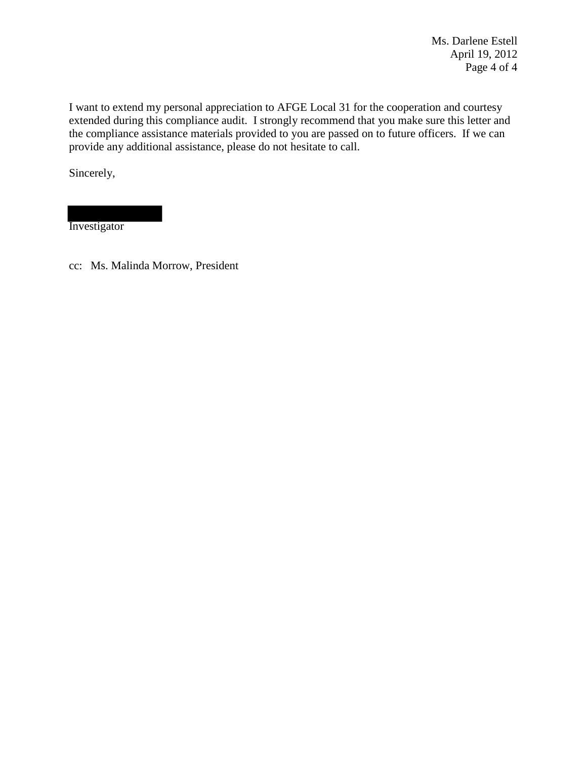I want to extend my personal appreciation to AFGE Local 31 for the cooperation and courtesy extended during this compliance audit. I strongly recommend that you make sure this letter and the compliance assistance materials provided to you are passed on to future officers. If we can provide any additional assistance, please do not hesitate to call.

Sincerely,

Investigator

cc: Ms. Malinda Morrow, President